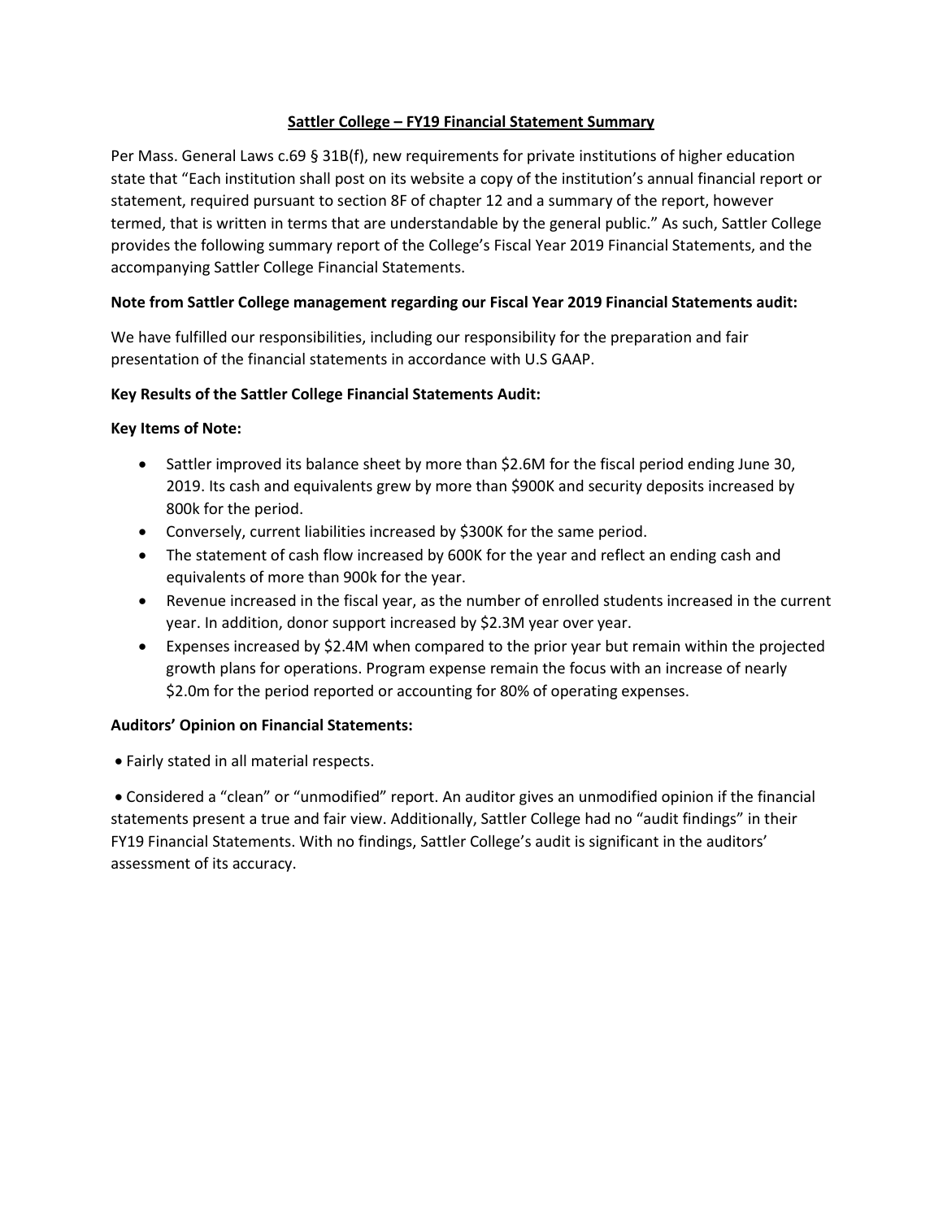# Sattler College – FY19 Financial Statement Summary

Per Mass. General Laws c.69 § 31B(f), new requirements for private institutions of higher education state that "Each institution shall post on its website a copy of the institution's annual financial report or statement, required pursuant to section 8F of chapter 12 and a summary of the report, however termed, that is written in terms that are understandable by the general public." As such, Sattler College provides the following summary report of the College's Fiscal Year 2019 Financial Statements, and the accompanying Sattler College Financial Statements.

**Note from Sattler College management regarding our Fiscal Year 2019 Financial Statements audit:**

We have fulfilled our responsibilities, including our responsibility for the preparation and fair presentation of the financial statements in accordance with U.S GAAP.

**Key Results of the Sattler College Financial Statements Audit:**

**Key Items of Note:**

- Sattler improved its balance sheet by more than $2.6M for the fiscal period ending June 30, 2019. Its cash and equivalents grew by more than $900K and security deposits increased by 800k for the period.
- Conversely, current liabilities increased by $300K for the same period.
- The statement of cash flow increased by 600K for the year and reflect an ending cash and equivalents of more than 900k for the year.
- Revenue increased in the fiscal year, as the number of enrolled students increased in the current year. In addition, donor support increased by $2.3M year over year.
- Expenses increased by $2.4M when compared to the prior year but remain within the projected growth plans for operations. Program expense remain the focus with an increase of nearly $2.0m for the period reported or accounting for 80% of operating expenses.

**Auditors' Opinion on Financial Statements:**

- Fairly stated in all material respects.
- Considered a "clean" or "unmodified" report. An auditor gives an unmodified opinion if the financial statements present a true and fair view. Additionally, Sattler College had no "audit findings" in their FY19 Financial Statements. With no findings, Sattler College's audit is significant in the auditors' assessment of its accuracy.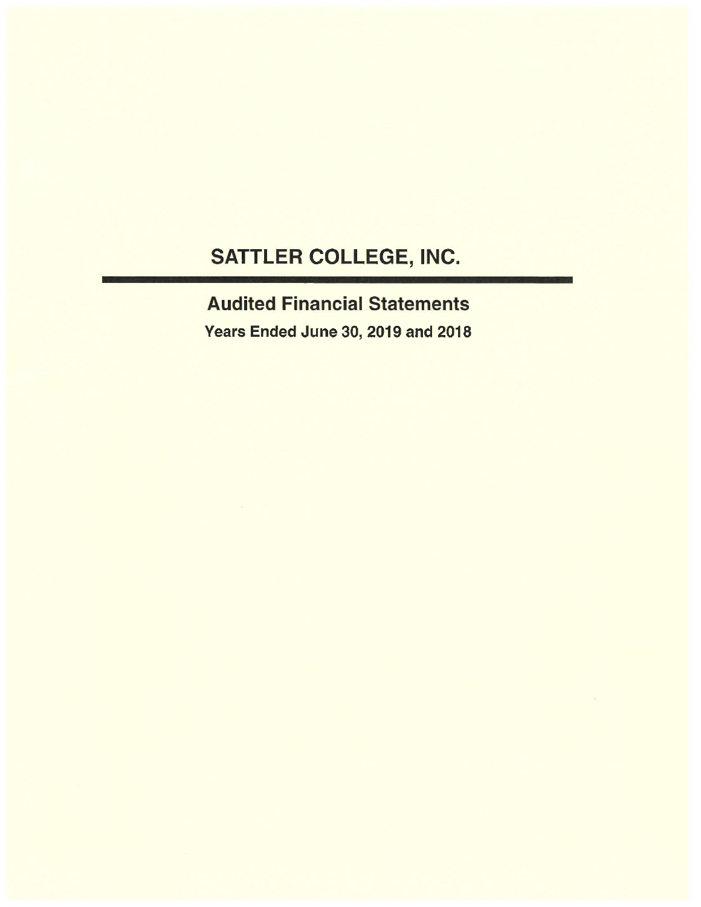# SATTLER COLLEGE, INC.

## Audited Financial Statements

**Years Ended June 30, 2019 and 2018**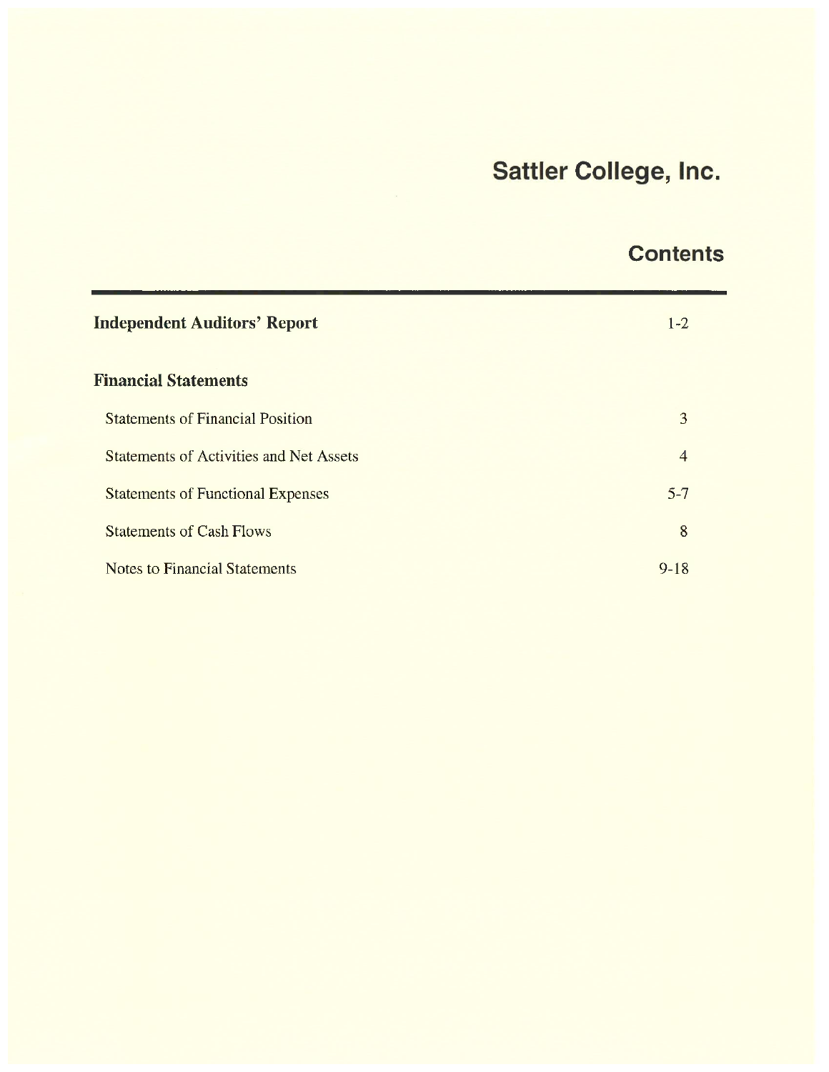# Sattler College, Inc.

## Contents

| | |
|---|---|
| **Independent Auditors' Report** | 1-2 |
| **Financial Statements** | |
| Statements of Financial Position | 3 |
| Statements of Activities and Net Assets | 4 |
| Statements of Functional Expenses | 5-7 |
| Statements of Cash Flows | 8 |
| Notes to Financial Statements | 9-18 |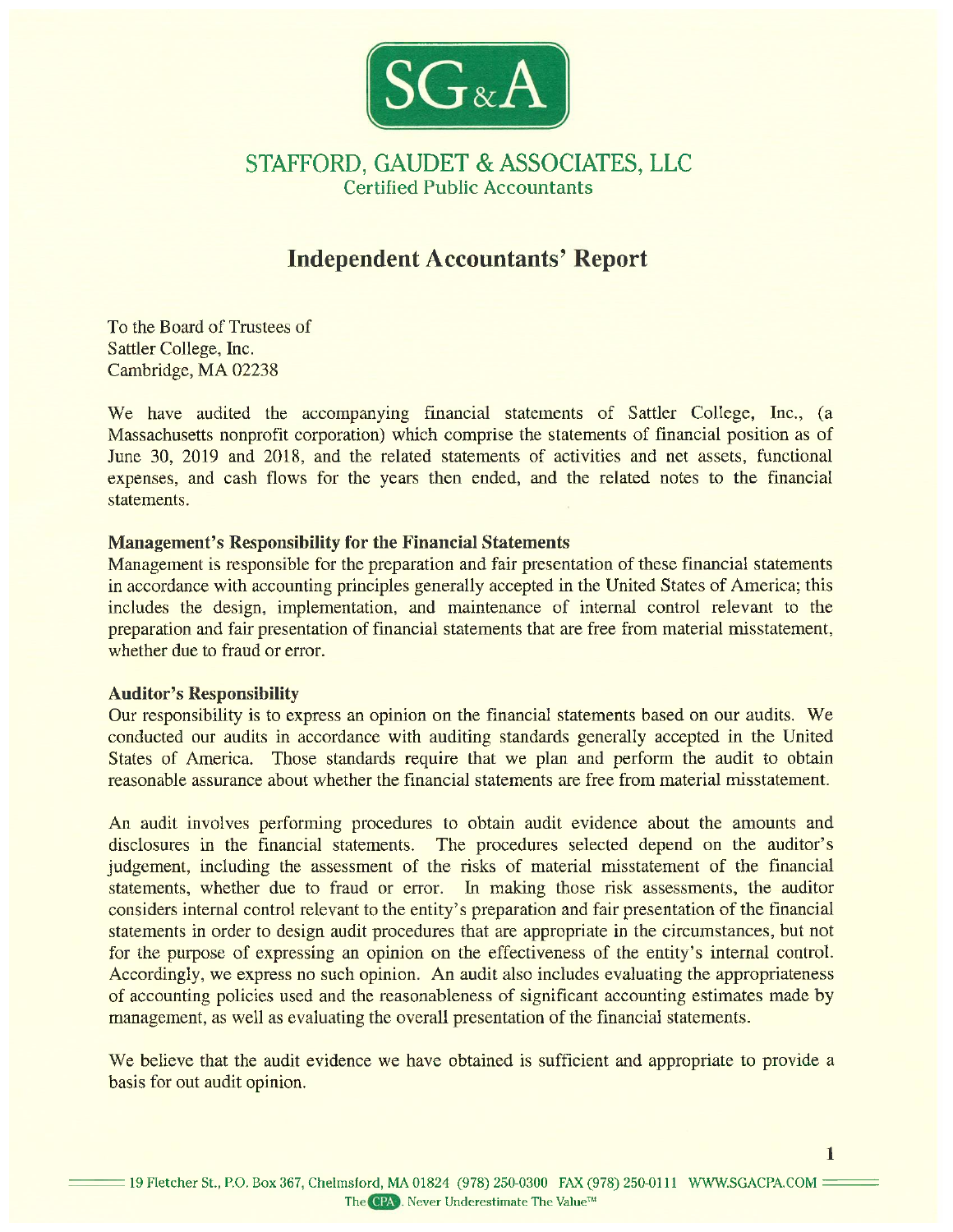# SG&A

## STAFFORD, GAUDET & ASSOCIATES, LLC

Certified Public Accountants

# Independent Accountants' Report

To the Board of Trustees of
Sattler College, Inc.
Cambridge, MA 02238

We have audited the accompanying financial statements of Sattler College, Inc., (a Massachusetts nonprofit corporation) which comprise the statements of financial position as of June 30, 2019 and 2018, and the related statements of activities and net assets, functional expenses, and cash flows for the years then ended, and the related notes to the financial statements.

**Management's Responsibility for the Financial Statements**

Management is responsible for the preparation and fair presentation of these financial statements in accordance with accounting principles generally accepted in the United States of America; this includes the design, implementation, and maintenance of internal control relevant to the preparation and fair presentation of financial statements that are free from material misstatement, whether due to fraud or error.

**Auditor's Responsibility**

Our responsibility is to express an opinion on the financial statements based on our audits. We conducted our audits in accordance with auditing standards generally accepted in the United States of America. Those standards require that we plan and perform the audit to obtain reasonable assurance about whether the financial statements are free from material misstatement.

An audit involves performing procedures to obtain audit evidence about the amounts and disclosures in the financial statements. The procedures selected depend on the auditor's judgement, including the assessment of the risks of material misstatement of the financial statements, whether due to fraud or error. In making those risk assessments, the auditor considers internal control relevant to the entity's preparation and fair presentation of the financial statements in order to design audit procedures that are appropriate in the circumstances, but not for the purpose of expressing an opinion on the effectiveness of the entity's internal control. Accordingly, we express no such opinion. An audit also includes evaluating the appropriateness of accounting policies used and the reasonableness of significant accounting estimates made by management, as well as evaluating the overall presentation of the financial statements.

We believe that the audit evidence we have obtained is sufficient and appropriate to provide a basis for out audit opinion.

19 Fletcher St., P.O. Box 367, Chelmsford, MA 01824 (978) 250-0300 FAX (978) 250-0111 WWW.SGACPA.COM

The CPA. Never Underestimate The Value™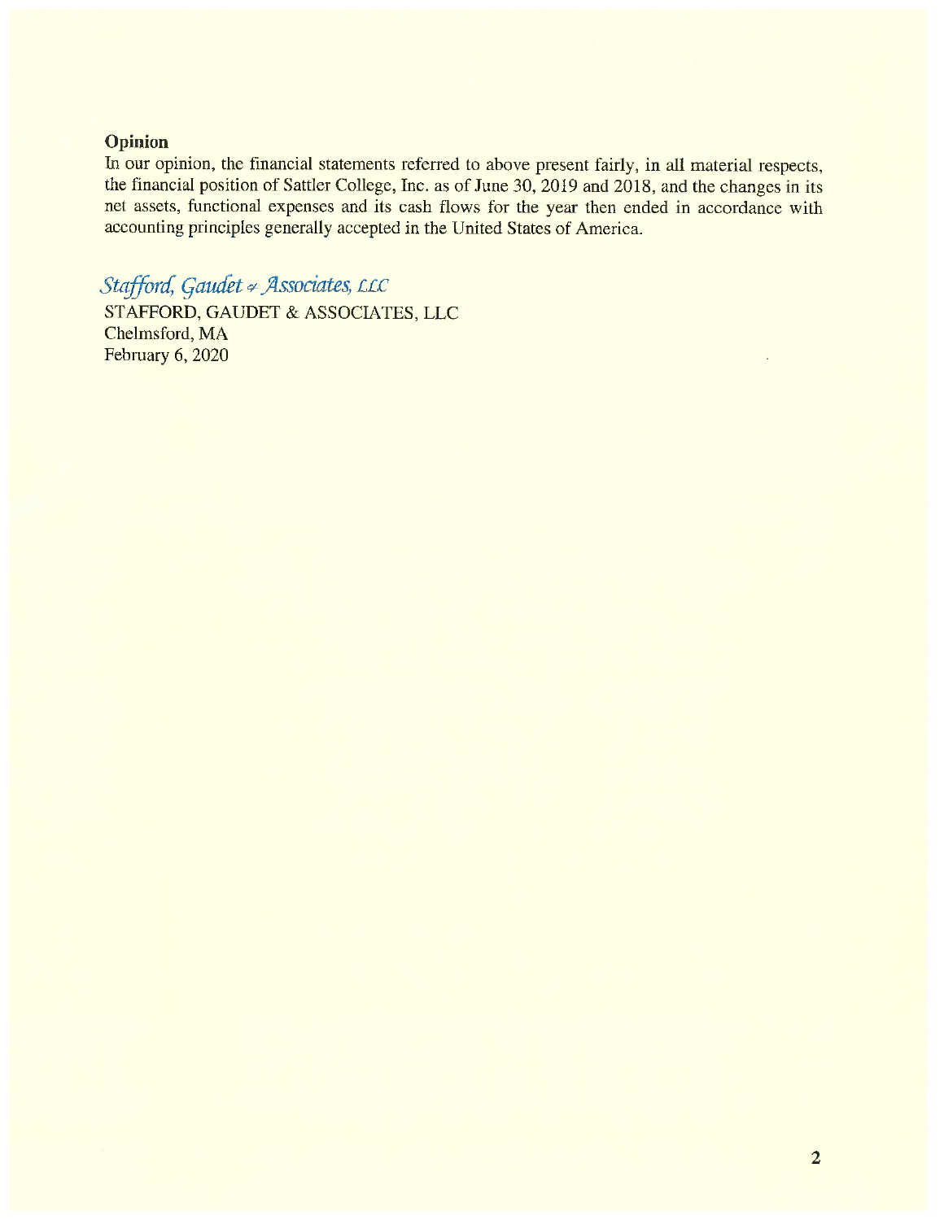**Opinion**

In our opinion, the financial statements referred to above present fairly, in all material respects, the financial position of Sattler College, Inc. as of June 30, 2019 and 2018, and the changes in its net assets, functional expenses and its cash flows for the year then ended in accordance with accounting principles generally accepted in the United States of America.

*Stafford, Gaudet & Associates, LLC*

STAFFORD, GAUDET & ASSOCIATES, LLC
Chelmsford, MA
February 6, 2020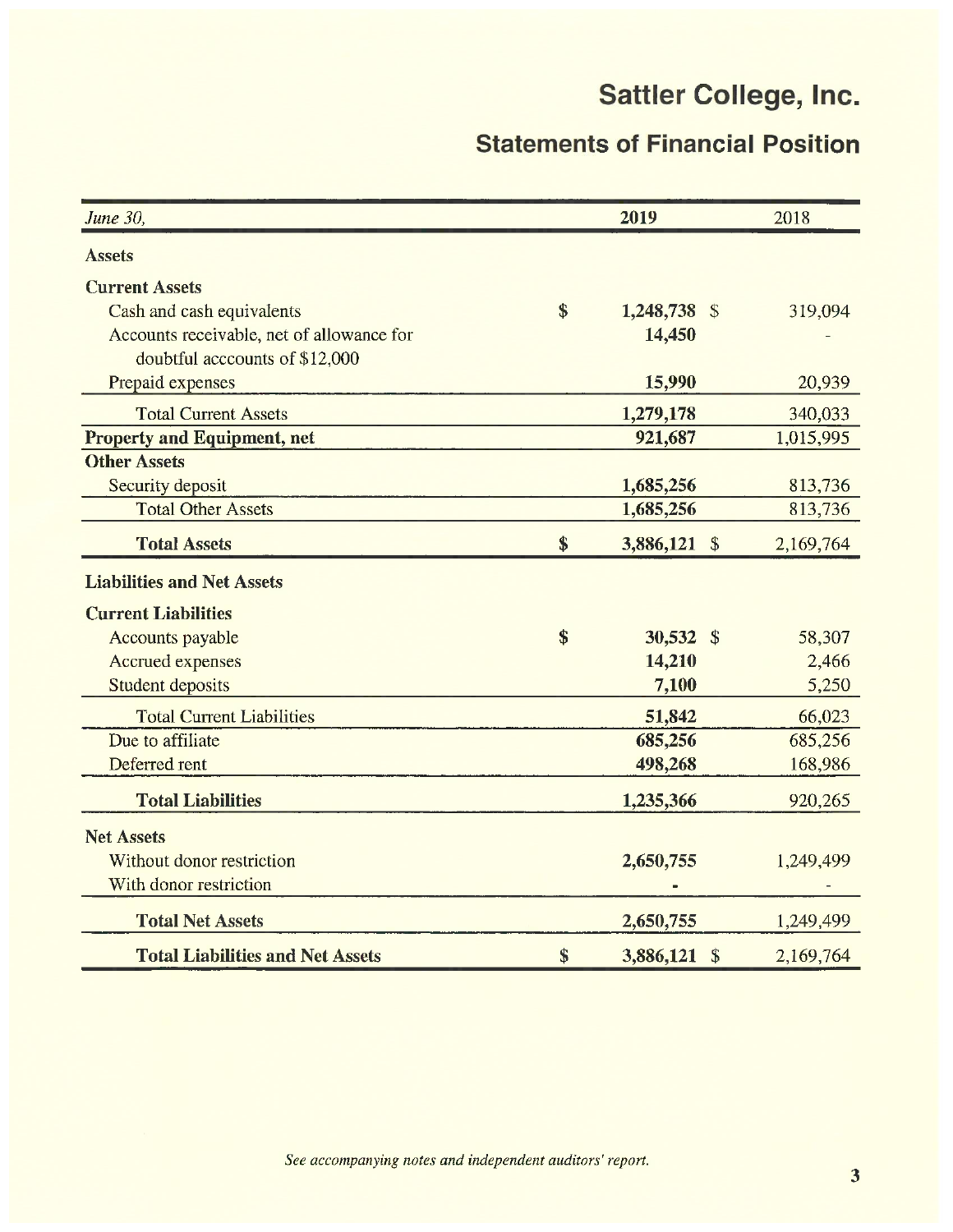# Sattler College, Inc.

## Statements of Financial Position

| *June 30,* | 2019 | 2018 |
|---|---|---|
| **Assets** | | |
| **Current Assets** | | |
| Cash and cash equivalents | $ 1,248,738 | $ 319,094 |
| Accounts receivable, net of allowance for doubtful acccounts of $12,000 | 14,450 | - |
| Prepaid expenses | 15,990 | 20,939 |
| Total Current Assets | 1,279,178 | 340,033 |
| **Property and Equipment, net** | 921,687 | 1,015,995 |
| **Other Assets** | | |
| Security deposit | 1,685,256 | 813,736 |
| Total Other Assets | 1,685,256 | 813,736 |
| **Total Assets** | $ 3,886,121 | $ 2,169,764 |
| **Liabilities and Net Assets** | | |
| **Current Liabilities** | | |
| Accounts payable | $ 30,532 | $ 58,307 |
| Accrued expenses | 14,210 | 2,466 |
| Student deposits | 7,100 | 5,250 |
| Total Current Liabilities | 51,842 | 66,023 |
| Due to affiliate | 685,256 | 685,256 |
| Deferred rent | 498,268 | 168,986 |
| **Total Liabilities** | 1,235,366 | 920,265 |
| **Net Assets** | | |
| Without donor restriction | 2,650,755 | 1,249,499 |
| With donor restriction | - | - |
| **Total Net Assets** | 2,650,755 | 1,249,499 |
| **Total Liabilities and Net Assets** | $ 3,886,121 | $ 2,169,764 |

*See accompanying notes and independent auditors' report.*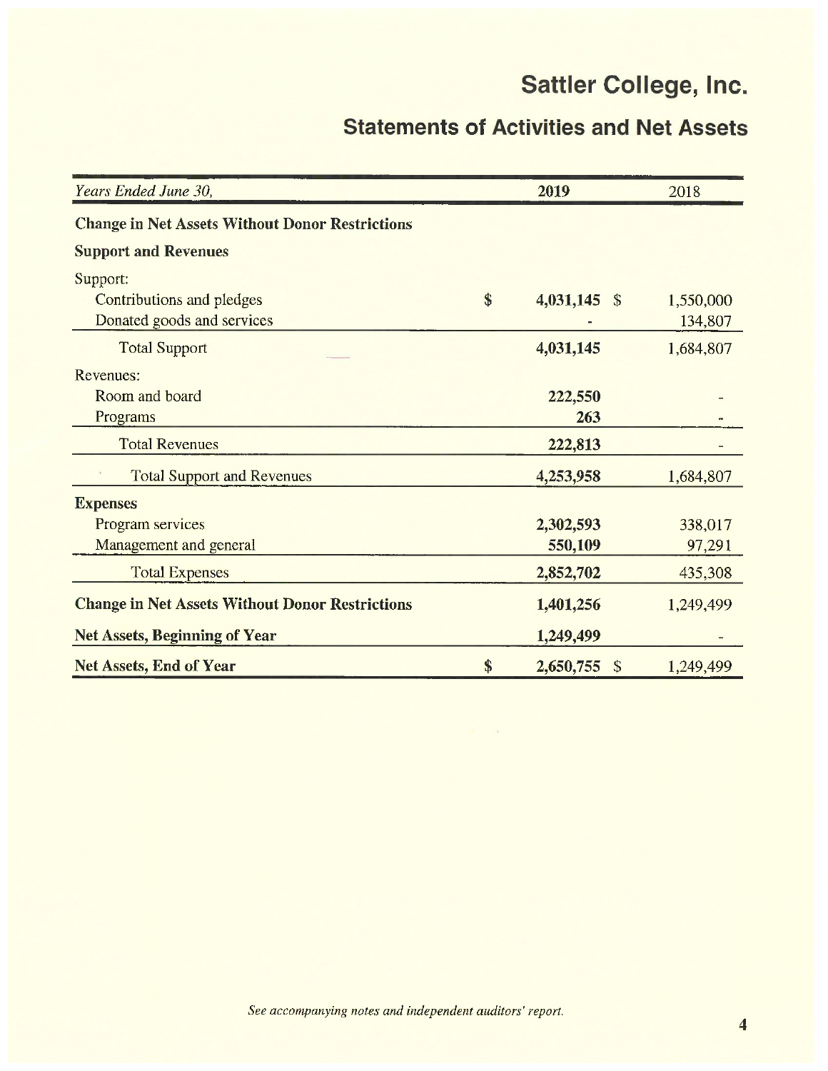# Sattler College, Inc.

## Statements of Activities and Net Assets

| *Years Ended June 30,* | 2019 | 2018 |
|---|---|---|
| **Change in Net Assets Without Donor Restrictions** | | |
| **Support and Revenues** | | |
| Support: | | |
| Contributions and pledges | $ 4,031,145 | $ 1,550,000 |
| Donated goods and services | - | 134,807 |
| Total Support | 4,031,145 | 1,684,807 |
| Revenues: | | |
| Room and board | 222,550 | - |
| Programs | 263 | - |
| Total Revenues | 222,813 | - |
| Total Support and Revenues | 4,253,958 | 1,684,807 |
| **Expenses** | | |
| Program services | 2,302,593 | 338,017 |
| Management and general | 550,109 | 97,291 |
| Total Expenses | 2,852,702 | 435,308 |
| **Change in Net Assets Without Donor Restrictions** | 1,401,256 | 1,249,499 |
| **Net Assets, Beginning of Year** | 1,249,499 | - |
| **Net Assets, End of Year** | $ 2,650,755 | $ 1,249,499 |

*See accompanying notes and independent auditors' report.*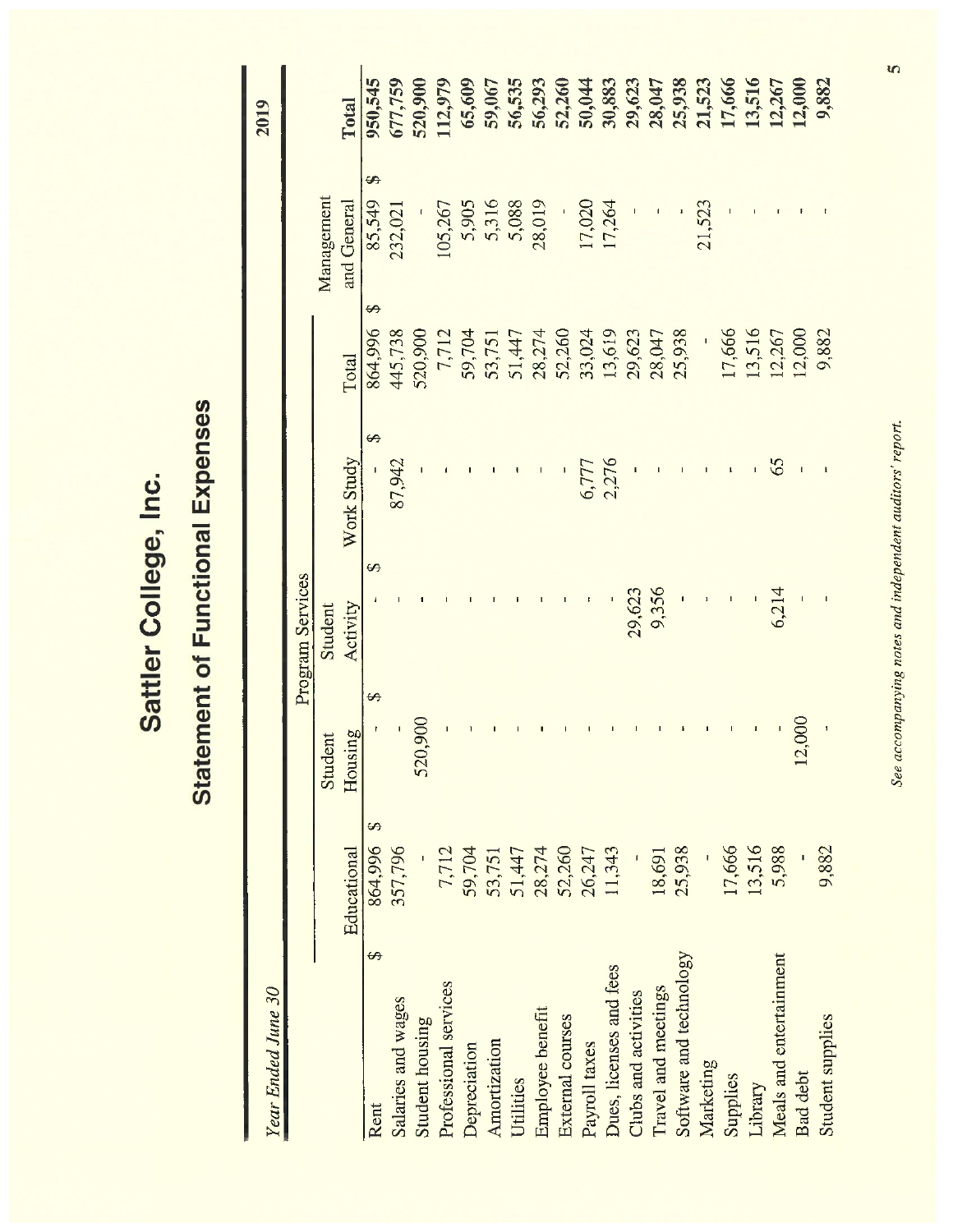# Sattler College, Inc.

## Statement of Functional Expenses

*Year Ended June 30* 2019

| | Program Services | | | | | | |
|---|---|---|---|---|---|---|---|
| | Educational | Student Housing | Student Activity | Work Study | Total | Management and General | **Total** |
| Rent | $ 864,996 | $ - | $ - | $ - | $ 864,996 | $ 85,549 | $ **950,545** |
| Salaries and wages | 357,796 | - | - | 87,942 | 445,738 | 232,021 | **677,759** |
| Student housing | - | 520,900 | - | - | 520,900 | - | **520,900** |
| Professional services | 7,712 | - | - | - | 7,712 | 105,267 | **112,979** |
| Depreciation | 59,704 | - | - | - | 59,704 | 5,905 | **65,609** |
| Amortization | 53,751 | - | - | - | 53,751 | 5,316 | **59,067** |
| Utilities | 51,447 | - | - | - | 51,447 | 5,088 | **56,535** |
| Employee benefit | 28,274 | - | - | - | 28,274 | 28,019 | **56,293** |
| External courses | 52,260 | - | - | - | 52,260 | - | **52,260** |
| Payroll taxes | 26,247 | - | - | 6,777 | 33,024 | 17,020 | **50,044** |
| Dues, licenses and fees | 11,343 | - | - | 2,276 | 13,619 | 17,264 | **30,883** |
| Clubs and activities | - | - | 29,623 | - | 29,623 | - | **29,623** |
| Travel and meetings | 18,691 | - | 9,356 | - | 28,047 | - | **28,047** |
| Software and technology | 25,938 | - | - | - | 25,938 | - | **25,938** |
| Marketing | - | - | - | - | - | 21,523 | **21,523** |
| Supplies | 17,666 | - | - | - | 17,666 | - | **17,666** |
| Library | 13,516 | - | - | - | 13,516 | - | **13,516** |
| Meals and entertainment | 5,988 | - | 6,214 | 65 | 12,267 | - | **12,267** |
| Bad debt | - | 12,000 | - | - | 12,000 | - | **12,000** |
| Student supplies | 9,882 | - | - | - | 9,882 | - | **9,882** |

*See accompanying notes and independent auditors' report.*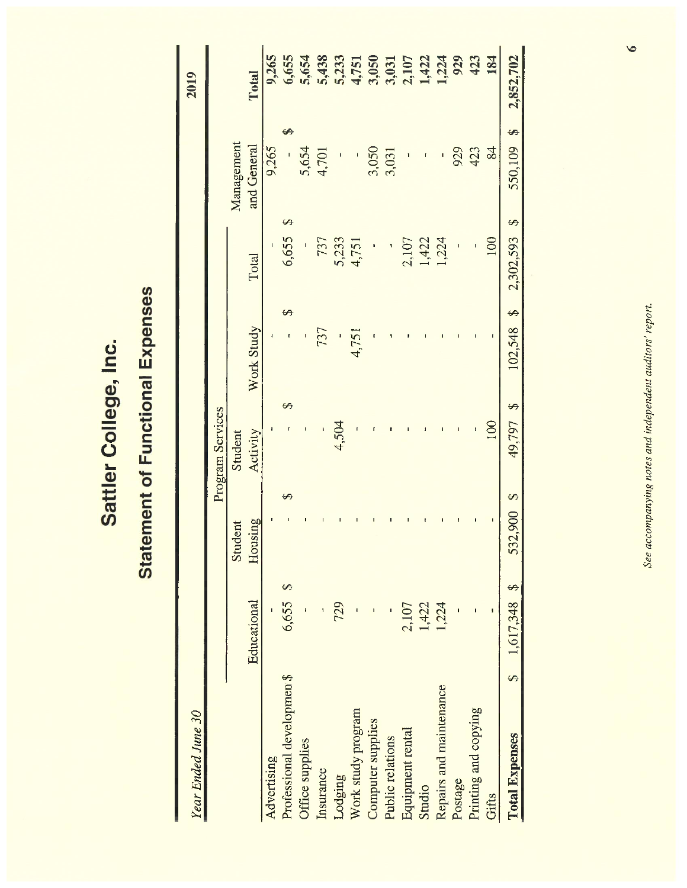# Sattler College, Inc.

## Statement of Functional Expenses

*Year Ended June 30* — 2019

| | Program Services | | | | | | |
|---|---|---|---|---|---|---|---|
| | Educational | Student Housing | Student Activity | Work Study | Total | Management and General | Total |
| Advertising | - | - | - | - | - | 9,265 | 9,265 |
| Professional developmen $ | 6,655 $ | - $ | - $ | - $ | 6,655 $ | - $ | 6,655 |
| Office supplies | - | - | - | - | - | 5,654 | 5,654 |
| Insurance | - | - | - | 737 | 737 | 4,701 | 5,438 |
| Lodging | 729 | - | 4,504 | - | 5,233 | - | 5,233 |
| Work study program | - | - | - | 4,751 | 4,751 | - | 4,751 |
| Computer supplies | - | - | - | - | - | 3,050 | 3,050 |
| Public relations | - | - | - | - | - | 3,031 | 3,031 |
| Equipment rental | 2,107 | - | - | - | 2,107 | - | 2,107 |
| Studio | 1,422 | - | - | - | 1,422 | - | 1,422 |
| Repairs and maintenance | 1,224 | - | - | - | 1,224 | - | 1,224 |
| Postage | - | - | - | - | - | 929 | 929 |
| Printing and copying | - | - | - | - | - | 423 | 423 |
| Gifts | - | - | 100 | - | 100 | 84 | 184 |
| **Total Expenses** | $ 1,617,348 $ | 532,900 $ | 49,797 $ | 102,548 $ | 2,302,593 $ | 550,109 $ | **2,852,702** |

*See accompanying notes and independent auditors' report.*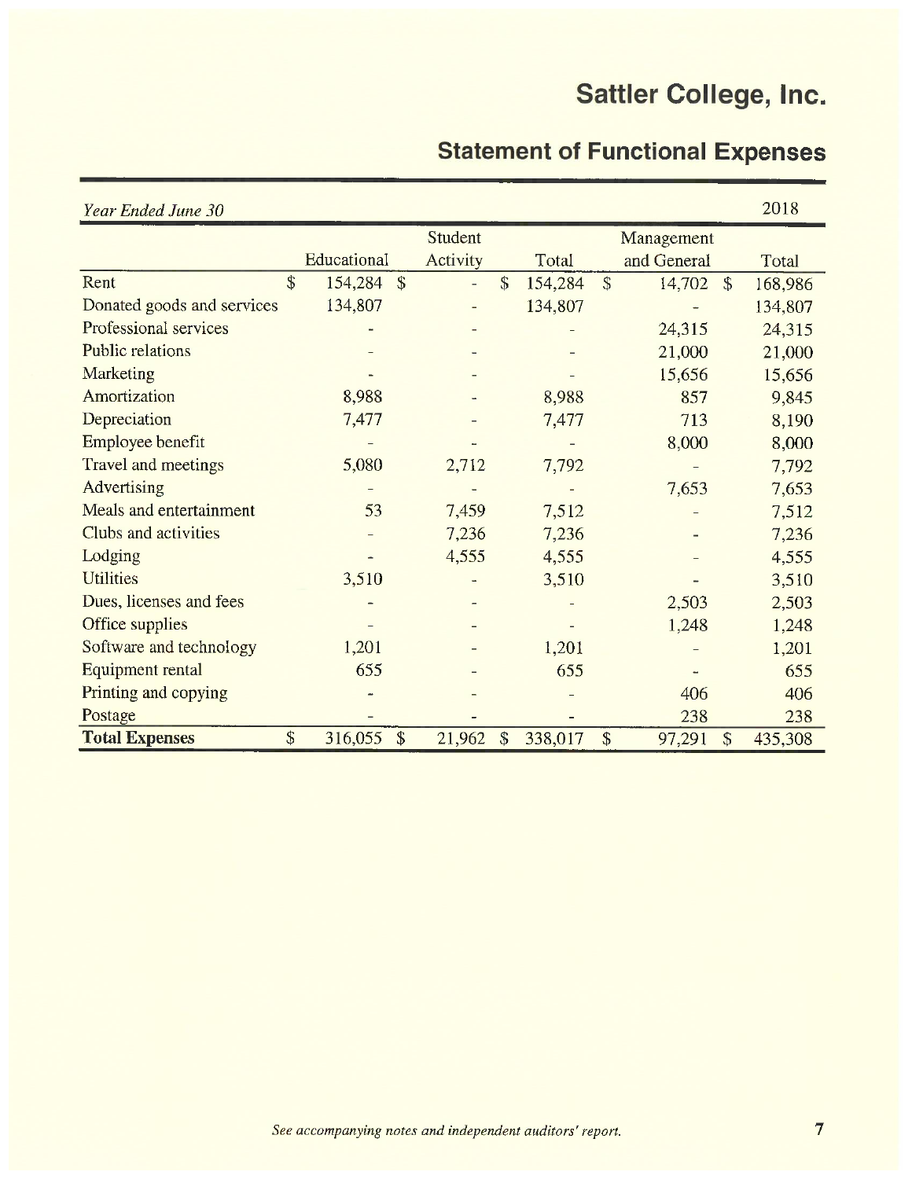# Sattler College, Inc.

## Statement of Functional Expenses

| *Year Ended June 30* | | | | | 2018 |
|---|---|---|---|---|---|
| | Educational | Student Activity | Total | Management and General | Total |
| Rent | $ 154,284 | $ - | $ 154,284 | $ 14,702 | $ 168,986 |
| Donated goods and services | 134,807 | - | 134,807 | - | 134,807 |
| Professional services | - | - | - | 24,315 | 24,315 |
| Public relations | - | - | - | 21,000 | 21,000 |
| Marketing | - | - | - | 15,656 | 15,656 |
| Amortization | 8,988 | - | 8,988 | 857 | 9,845 |
| Depreciation | 7,477 | - | 7,477 | 713 | 8,190 |
| Employee benefit | - | - | - | 8,000 | 8,000 |
| Travel and meetings | 5,080 | 2,712 | 7,792 | - | 7,792 |
| Advertising | - | - | - | 7,653 | 7,653 |
| Meals and entertainment | 53 | 7,459 | 7,512 | - | 7,512 |
| Clubs and activities | - | 7,236 | 7,236 | - | 7,236 |
| Lodging | - | 4,555 | 4,555 | - | 4,555 |
| Utilities | 3,510 | - | 3,510 | - | 3,510 |
| Dues, licenses and fees | - | - | - | 2,503 | 2,503 |
| Office supplies | - | - | - | 1,248 | 1,248 |
| Software and technology | 1,201 | - | 1,201 | - | 1,201 |
| Equipment rental | 655 | - | 655 | - | 655 |
| Printing and copying | - | - | - | 406 | 406 |
| Postage | - | - | - | 238 | 238 |
| **Total Expenses** | $ 316,055 | $ 21,962 | $ 338,017 | $ 97,291 | $ 435,308 |

*See accompanying notes and independent auditors' report.*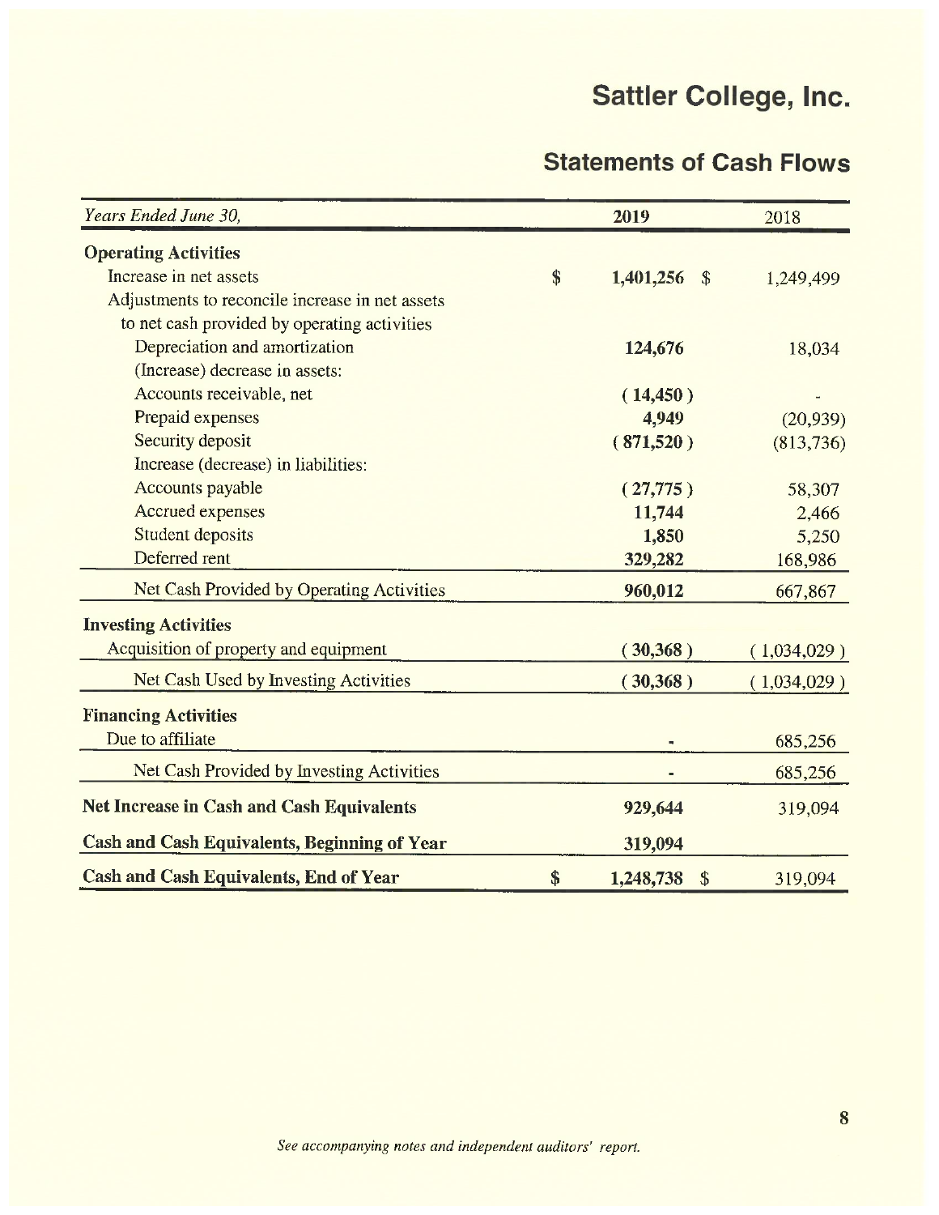# Sattler College, Inc.

## Statements of Cash Flows

| *Years Ended June 30,* | 2019 | 2018 |
|---|---|---|
| **Operating Activities** | | |
| Increase in net assets | $ 1,401,256 | $ 1,249,499 |
| Adjustments to reconcile increase in net assets to net cash provided by operating activities | | |
| Depreciation and amortization | 124,676 | 18,034 |
| (Increase) decrease in assets: | | |
| Accounts receivable, net | ( 14,450 ) | - |
| Prepaid expenses | 4,949 | (20,939) |
| Security deposit | ( 871,520 ) | (813,736) |
| Increase (decrease) in liabilities: | | |
| Accounts payable | ( 27,775 ) | 58,307 |
| Accrued expenses | 11,744 | 2,466 |
| Student deposits | 1,850 | 5,250 |
| Deferred rent | 329,282 | 168,986 |
| Net Cash Provided by Operating Activities | 960,012 | 667,867 |
| **Investing Activities** | | |
| Acquisition of property and equipment | ( 30,368 ) | ( 1,034,029 ) |
| Net Cash Used by Investing Activities | ( 30,368 ) | ( 1,034,029 ) |
| **Financing Activities** | | |
| Due to affiliate | - | 685,256 |
| Net Cash Provided by Investing Activities | - | 685,256 |
| **Net Increase in Cash and Cash Equivalents** | 929,644 | 319,094 |
| **Cash and Cash Equivalents, Beginning of Year** | 319,094 | |
| **Cash and Cash Equivalents, End of Year** | $ 1,248,738 | $ 319,094 |

*See accompanying notes and independent auditors' report.*